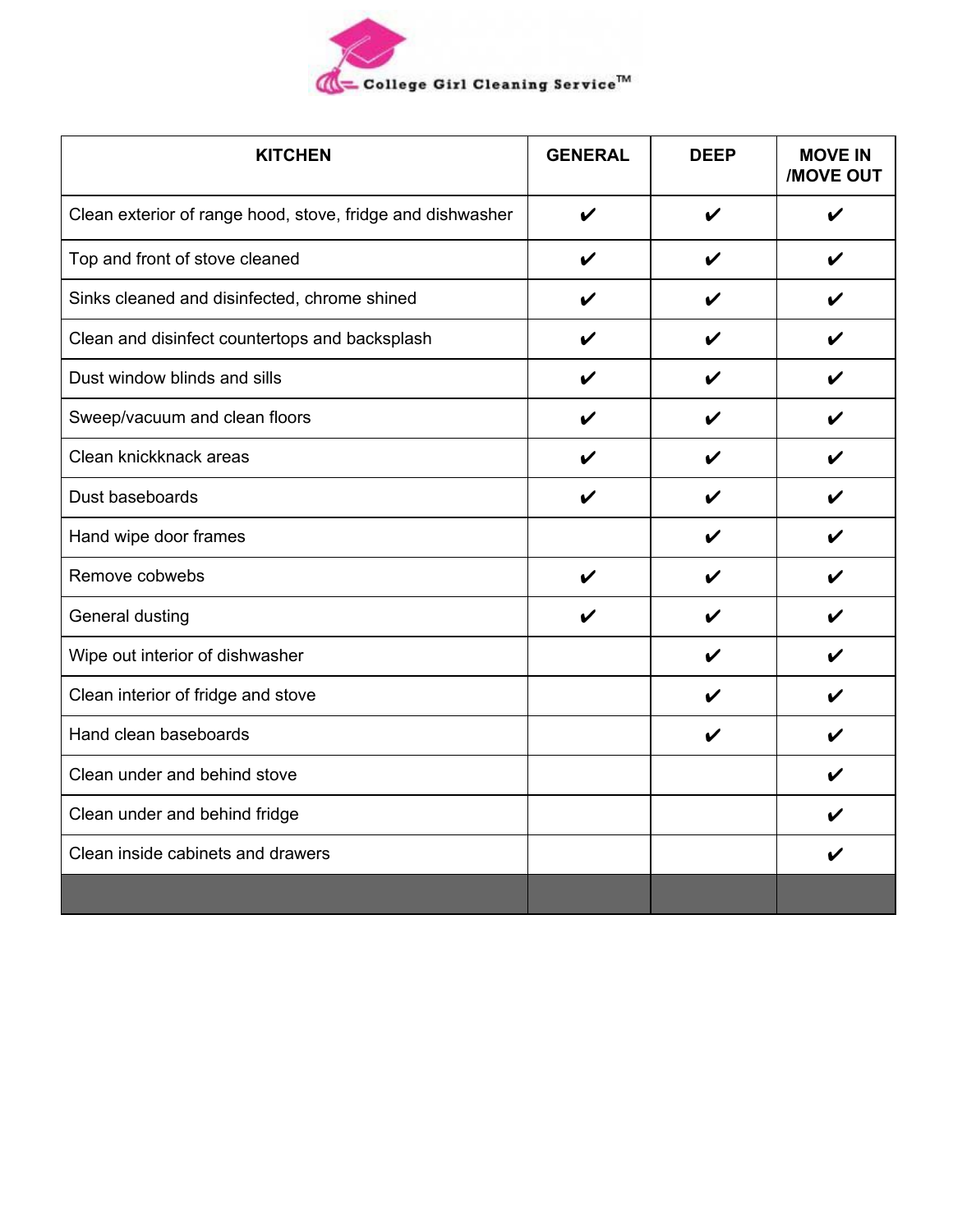College Girl Cleaning Service™

| KITCHEN | GENERAL | DEEP | MOVE IN /MOVE OUT |
|---|---|---|---|
| Clean exterior of range hood, stove, fridge and dishwasher | ✔ | ✔ | ✔ |
| Top and front of stove cleaned | ✔ | ✔ | ✔ |
| Sinks cleaned and disinfected, chrome shined | ✔ | ✔ | ✔ |
| Clean and disinfect countertops and backsplash | ✔ | ✔ | ✔ |
| Dust window blinds and sills | ✔ | ✔ | ✔ |
| Sweep/vacuum and clean floors | ✔ | ✔ | ✔ |
| Clean knickknack areas | ✔ | ✔ | ✔ |
| Dust baseboards | ✔ | ✔ | ✔ |
| Hand wipe door frames | | ✔ | ✔ |
| Remove cobwebs | ✔ | ✔ | ✔ |
| General dusting | ✔ | ✔ | ✔ |
| Wipe out interior of dishwasher | | ✔ | ✔ |
| Clean interior of fridge and stove | | ✔ | ✔ |
| Hand clean baseboards | | ✔ | ✔ |
| Clean under and behind stove | | | ✔ |
| Clean under and behind fridge | | | ✔ |
| Clean inside cabinets and drawers | | | ✔ |
| | | | |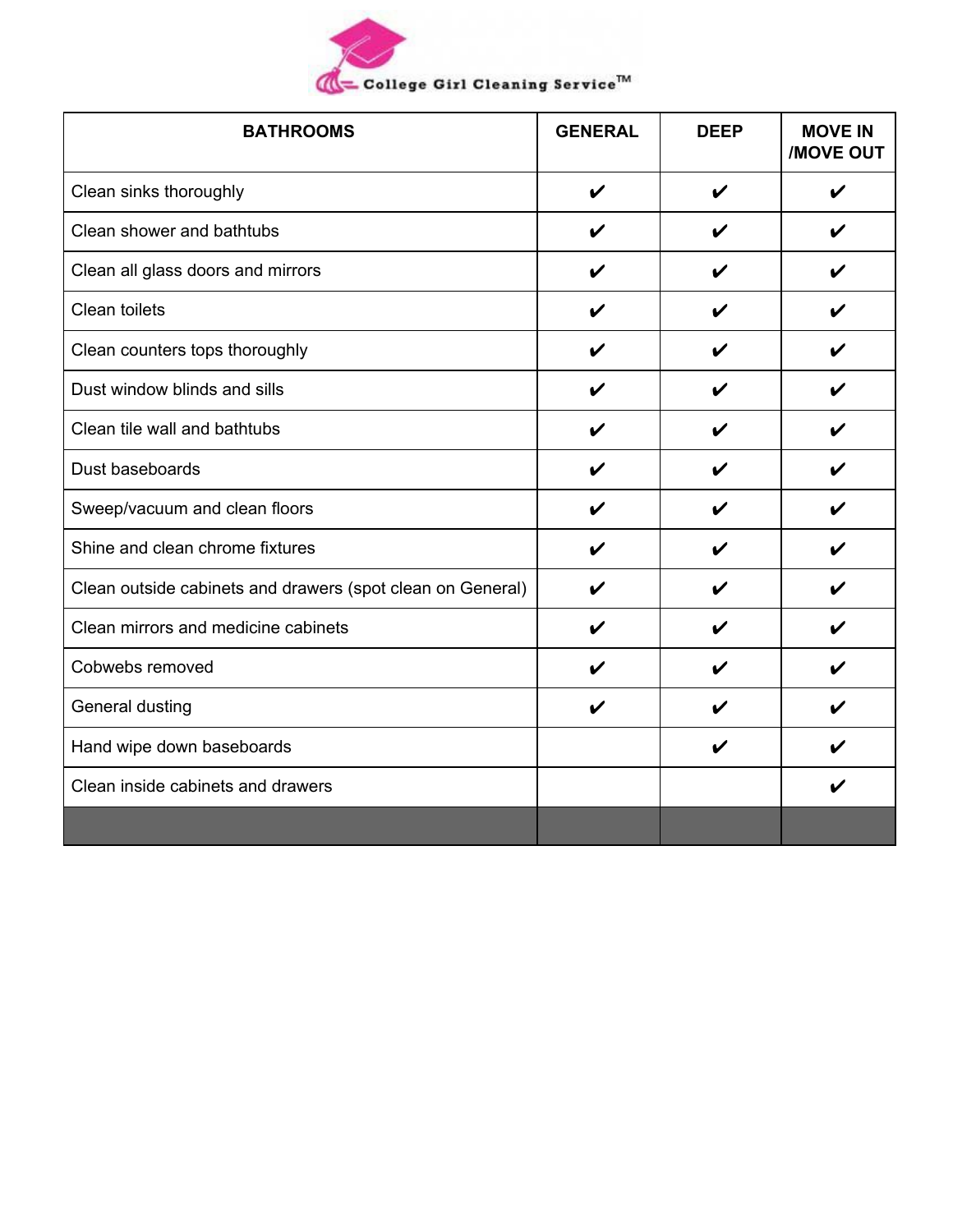College Girl Cleaning Service™

| BATHROOMS | GENERAL | DEEP | MOVE IN /MOVE OUT |
|---|---|---|---|
| Clean sinks thoroughly | ✔ | ✔ | ✔ |
| Clean shower and bathtubs | ✔ | ✔ | ✔ |
| Clean all glass doors and mirrors | ✔ | ✔ | ✔ |
| Clean toilets | ✔ | ✔ | ✔ |
| Clean counters tops thoroughly | ✔ | ✔ | ✔ |
| Dust window blinds and sills | ✔ | ✔ | ✔ |
| Clean tile wall and bathtubs | ✔ | ✔ | ✔ |
| Dust baseboards | ✔ | ✔ | ✔ |
| Sweep/vacuum and clean floors | ✔ | ✔ | ✔ |
| Shine and clean chrome fixtures | ✔ | ✔ | ✔ |
| Clean outside cabinets and drawers (spot clean on General) | ✔ | ✔ | ✔ |
| Clean mirrors and medicine cabinets | ✔ | ✔ | ✔ |
| Cobwebs removed | ✔ | ✔ | ✔ |
| General dusting | ✔ | ✔ | ✔ |
| Hand wipe down baseboards | | ✔ | ✔ |
| Clean inside cabinets and drawers | | | ✔ |
| | | | |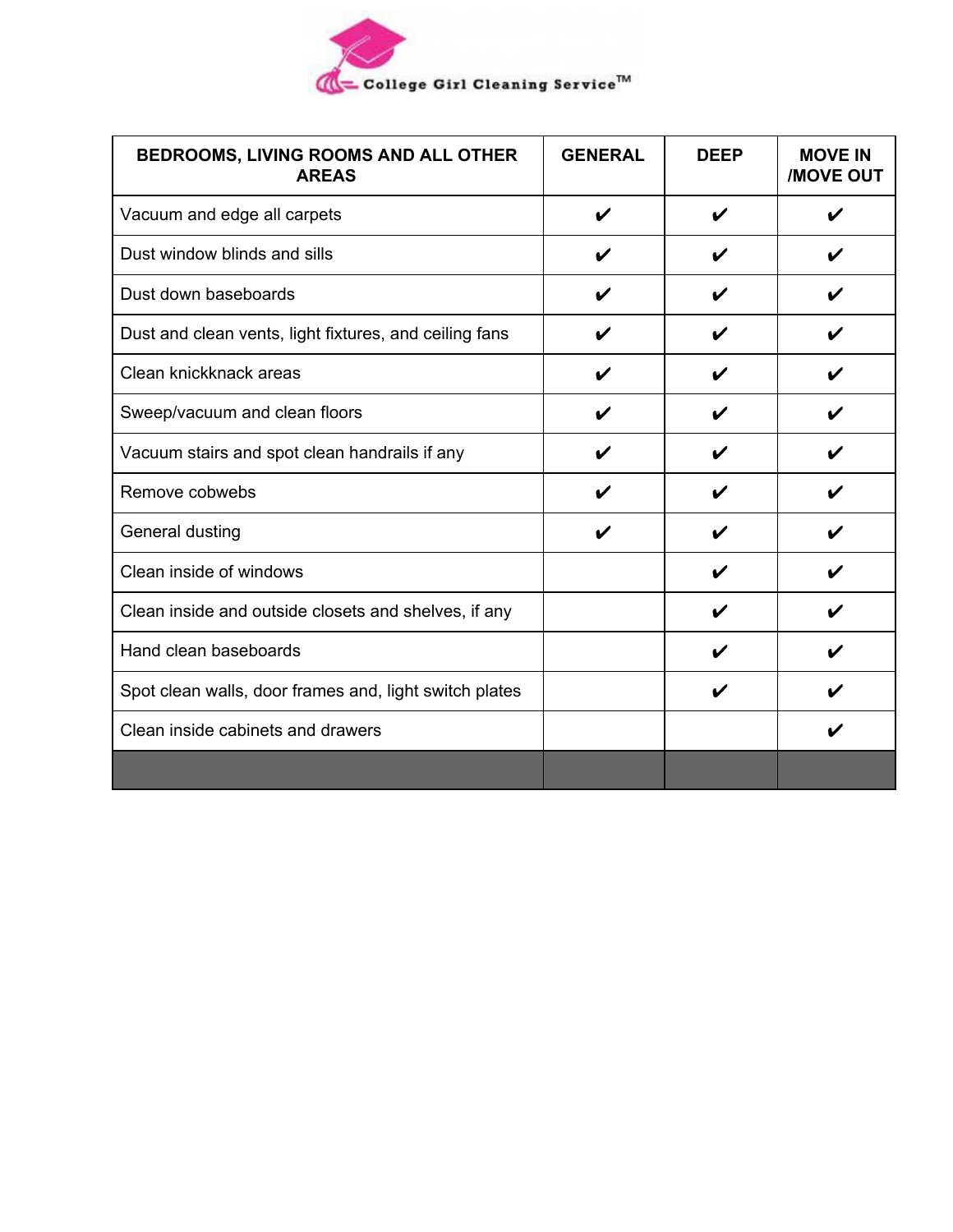College Girl Cleaning Service™

| BEDROOMS, LIVING ROOMS AND ALL OTHER AREAS | GENERAL | DEEP | MOVE IN /MOVE OUT |
|---|---|---|---|
| Vacuum and edge all carpets | ✔ | ✔ | ✔ |
| Dust window blinds and sills | ✔ | ✔ | ✔ |
| Dust down baseboards | ✔ | ✔ | ✔ |
| Dust and clean vents, light fixtures, and ceiling fans | ✔ | ✔ | ✔ |
| Clean knickknack areas | ✔ | ✔ | ✔ |
| Sweep/vacuum and clean floors | ✔ | ✔ | ✔ |
| Vacuum stairs and spot clean handrails if any | ✔ | ✔ | ✔ |
| Remove cobwebs | ✔ | ✔ | ✔ |
| General dusting | ✔ | ✔ | ✔ |
| Clean inside of windows | | ✔ | ✔ |
| Clean inside and outside closets and shelves, if any | | ✔ | ✔ |
| Hand clean baseboards | | ✔ | ✔ |
| Spot clean walls, door frames and, light switch plates | | ✔ | ✔ |
| Clean inside cabinets and drawers | | | ✔ |
| | | | |